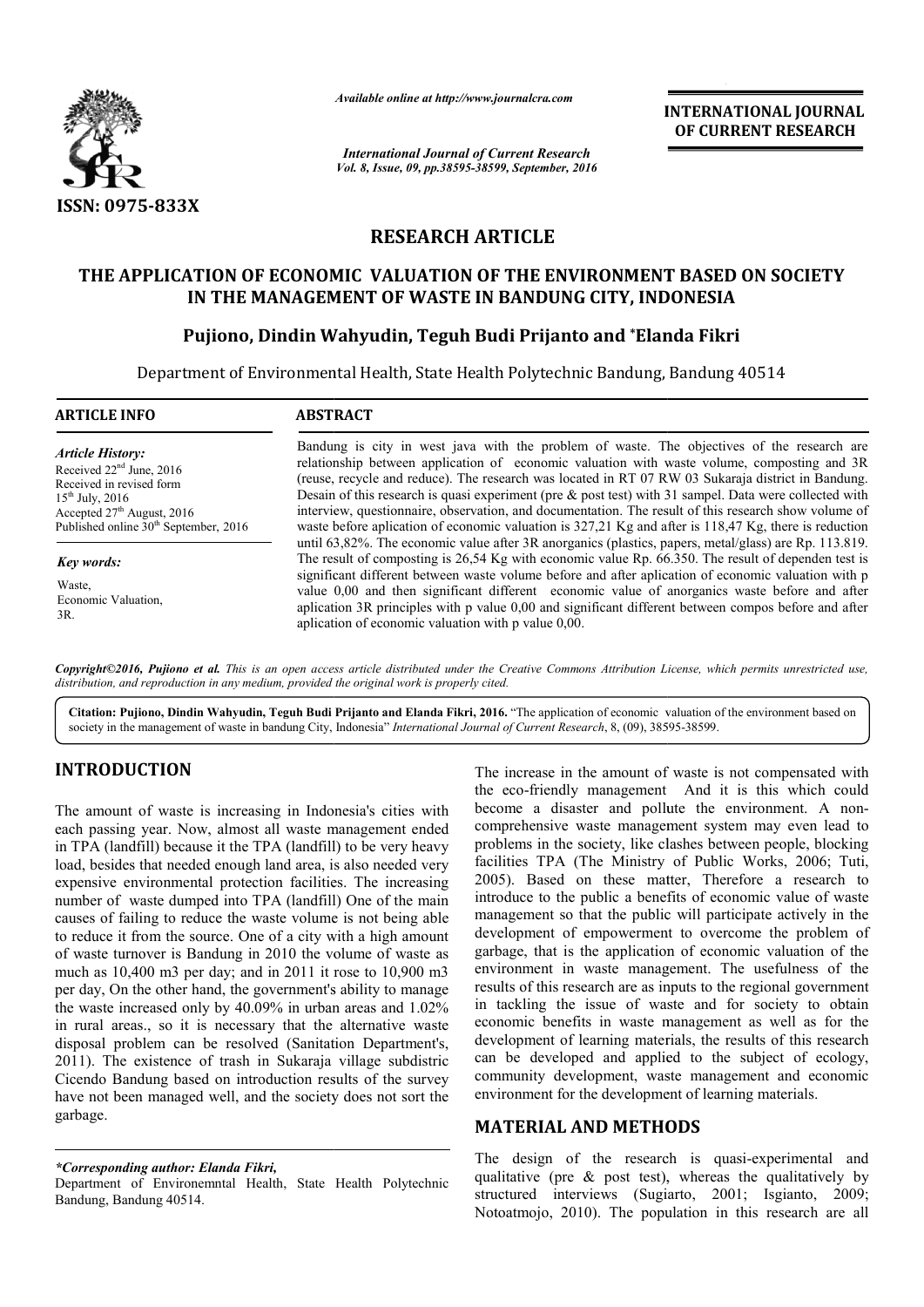# RESEARCH ARTICLE

# THE APPLICATION OF ECONOMIC VALUATION OF THE ENVIRONMENT BASED ON SOCIETY IN THE MANAGEMENT OF WASTE IN BANDUNG CITY, INDONESIA

**Pujiono, Dindin Wahyudin, Teguh Budi Prijanto and \*Elanda Fikri**

Department of Environmental Health, State Health Polytechnic Bandung, Bandung 40514

**ARTICLE INFO**

*Article History:*
Received 22nd June, 2016
Received in revised form 15th July, 2016
Accepted 27th August, 2016
Published online 30th September, 2016

*Key words:*
Waste,
Economic Valuation,
3R.

**ABSTRACT**

Bandung is city in west java with the problem of waste. The objectives of the research are relationship between application of economic valuation with waste volume, composting and 3R (reuse, recycle and reduce). The research was located in RT 07 RW 03 Sukaraja district in Bandung. Desain of this research is quasi experiment (pre & post test) with 31 sampel. Data were collected with interview, questionnaire, observation, and documentation. The result of this research show volume of waste before aplication of economic valuation is 327,21 Kg and after is 118,47 Kg, there is reduction until 63,82%. The economic value after 3R anorganics (plastics, papers, metal/glass) are Rp. 113.819. The result of composting is 26,54 Kg with economic value Rp. 66.350. The result of dependen test is significant different between waste volume before and after aplication of economic valuation with p value 0,00 and then significant different economic value of anorganics waste before and after aplication 3R principles with p value 0,00 and significant different between compos before and after aplication of economic valuation with p value 0,00.

*Copyright©2016, Pujiono et al. This is an open access article distributed under the Creative Commons Attribution License, which permits unrestricted use, distribution, and reproduction in any medium, provided the original work is properly cited.*

**Citation: Pujiono, Dindin Wahyudin, Teguh Budi Prijanto and Elanda Fikri, 2016.** "The application of economic valuation of the environment based on society in the management of waste in bandung City, Indonesia" *International Journal of Current Research*, 8, (09), 38595-38599.

## INTRODUCTION

The amount of waste is increasing in Indonesia's cities with each passing year. Now, almost all waste management ended in TPA (landfill) because it the TPA (landfill) to be very heavy load, besides that needed enough land area, is also needed very expensive environmental protection facilities. The increasing number of waste dumped into TPA (landfill) One of the main causes of failing to reduce the waste volume is not being able to reduce it from the source. One of a city with a high amount of waste turnover is Bandung in 2010 the volume of waste as much as 10,400 m3 per day; and in 2011 it rose to 10,900 m3 per day, On the other hand, the government's ability to manage the waste increased only by 40.09% in urban areas and 1.02% in rural areas., so it is necessary that the alternative waste disposal problem can be resolved (Sanitation Department's, 2011). The existence of trash in Sukaraja village subdistric Cicendo Bandung based on introduction results of the survey have not been managed well, and the society does not sort the garbage.

The increase in the amount of waste is not compensated with the eco-friendly management And it is this which could become a disaster and pollute the environment. A non-comprehensive waste management system may even lead to problems in the society, like clashes between people, blocking facilities TPA (The Ministry of Public Works, 2006; Tuti, 2005). Based on these matter, Therefore a research to introduce to the public a benefits of economic value of waste management so that the public will participate actively in the development of empowerment to overcome the problem of garbage, that is the application of economic valuation of the environment in waste management. The usefulness of the results of this research are as inputs to the regional government in tackling the issue of waste and for society to obtain economic benefits in waste management as well as for the development of learning materials, the results of this research can be developed and applied to the subject of ecology, community development, waste management and economic environment for the development of learning materials.

## MATERIAL AND METHODS

The design of the research is quasi-experimental and qualitative (pre & post test), whereas the qualitatively by structured interviews (Sugiarto, 2001; Isgianto, 2009; Notoatmojo, 2010). The population in this research are all

*\*Corresponding author: Elanda Fikri,*
Department of Environemntal Health, State Health Polytechnic Bandung, Bandung 40514.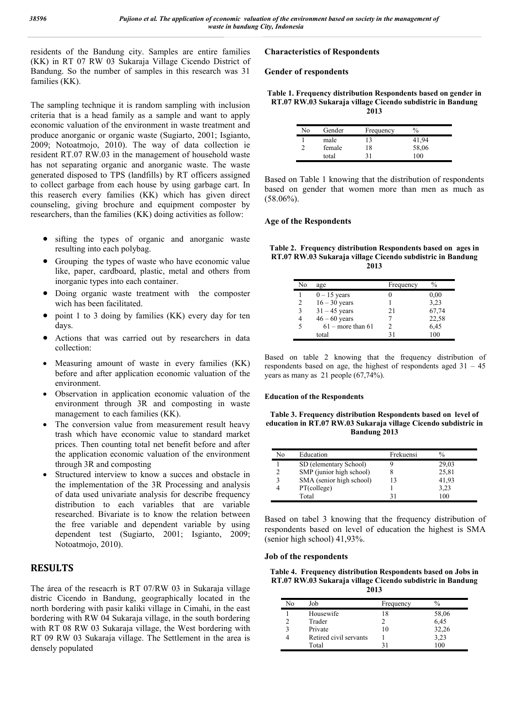residents of the Bandung city. Samples are entire families (KK) in RT 07 RW 03 Sukaraja Village Cicendo District of Bandung. So the number of samples in this research was 31 families (KK).

The sampling technique it is random sampling with inclusion criteria that is a head family as a sample and want to apply economic valuation of the environment in waste treatment and produce anorganic or organic waste (Sugiarto, 2001; Isgianto, 2009; Notoatmojo, 2010). The way of data collection ie resident RT.07 RW.03 in the management of household waste has not separating organic and anorganic waste. The waste generated disposed to TPS (landfills) by RT officers assigned to collect garbage from each house by using garbage cart. In this reaserch every families (KK) which has given direct counseling, giving brochure and equipment composter by researchers, than the families (KK) doing activities as follow:

- sifting the types of organic and anorganic waste resulting into each polybag.
- Grouping the types of waste who have economic value like, paper, cardboard, plastic, metal and others from inorganic types into each container.
- Doing organic waste treatment with the composter wich has been facilitated.
- point 1 to 3 doing by families (KK) every day for ten days.
- Actions that was carried out by researchers in data collection:
- Measuring amount of waste in every families (KK) before and after application economic valuation of the environment.
- Observation in application economic valuation of the environment through 3R and composting in waste management to each families (KK).
- The conversion value from measurement result heavy trash which have economic value to standard market prices. Then counting total net benefit before and after the application economic valuation of the environment through 3R and composting
- Structured interview to know a succes and obstacle in the implementation of the 3R Processing and analysis of data used univariate analysis for describe frequency distribution to each variables that are variable researched. Bivariate is to know the relation between the free variable and dependent variable by using dependent test (Sugiarto, 2001; Isgianto, 2009; Notoatmojo, 2010).

## RESULTS

The área of the reseacrh is RT 07/RW 03 in Sukaraja village distric Cicendo in Bandung, geographically located in the north bordering with pasir kaliki village in Cimahi, in the east bordering with RW 04 Sukaraja village, in the south bordering with RT 08 RW 03 Sukaraja village, the West bordering with RT 09 RW 03 Sukaraja village. The Settlement in the area is densely populated

### Characteristics of Respondents

#### Gender of respondents

**Table 1. Frequency distribution Respondents based on gender in RT.07 RW.03 Sukaraja village Cicendo subdistric in Bandung 2013**

| No | Gender | Frequency | % |
|---|---|---|---|
| 1 | male | 13 | 41,94 |
| 2 | female | 18 | 58,06 |
| | total | 31 | 100 |

Based on Table 1 knowing that the distribution of respondents based on gender that women more than men as much as (58.06%).

#### Age of the Respondents

**Table 2. Frequency distribution Respondents based on ages in RT.07 RW.03 Sukaraja village Cicendo subdistric in Bandung 2013**

| No | age | Frequency | % |
|---|---|---|---|
| 1 | 0 – 15 years | 0 | 0,00 |
| 2 | 16 – 30 years | 1 | 3,23 |
| 3 | 31 – 45 years | 21 | 67,74 |
| 4 | 46 – 60 years | 7 | 22,58 |
| 5 | 61 – more than 61 | 2 | 6,45 |
| | total | 31 | 100 |

Based on table 2 knowing that the frequency distribution of respondents based on age, the highest of respondents aged 31 – 45 years as many as 21 people (67,74%).

#### Education of the Respondents

**Table 3. Frequency distribution Respondents based on level of education in RT.07 RW.03 Sukaraja village Cicendo subdistric in Bandung 2013**

| No | Education | Frekuensi | % |
|---|---|---|---|
| 1 | SD (elementary School) | 9 | 29,03 |
| 2 | SMP (junior high school) | 8 | 25,81 |
| 3 | SMA (senior high school) | 13 | 41,93 |
| 4 | PT(college) | 1 | 3,23 |
| | Total | 31 | 100 |

Based on tabel 3 knowing that the frequency distribution of respondents based on level of education the highest is SMA (senior high school) 41,93%.

#### Job of the respondents

**Table 4. Frequency distribution Respondents based on Jobs in RT.07 RW.03 Sukaraja village Cicendo subdistric in Bandung 2013**

| No | Job | Frequency | % |
|---|---|---|---|
| 1 | Housewife | 18 | 58,06 |
| 2 | Trader | 2 | 6,45 |
| 3 | Private | 10 | 32,26 |
| 4 | Retired civil servants | 1 | 3,23 |
| | Total | 31 | 100 |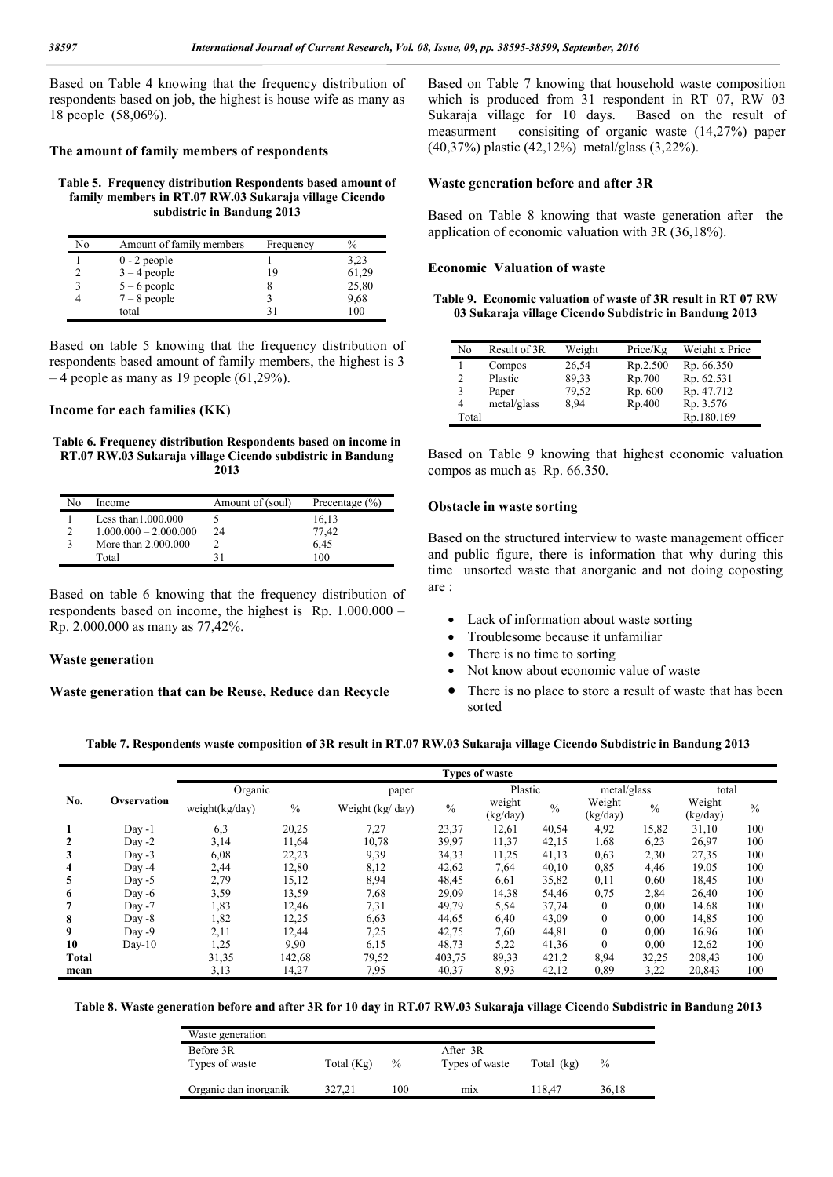Based on Table 4 knowing that the frequency distribution of respondents based on job, the highest is house wife as many as 18 people (58,06%).

### The amount of family members of respondents

**Table 5. Frequency distribution Respondents based amount of family members in RT.07 RW.03 Sukaraja village Cicendo subdistric in Bandung 2013**

| No | Amount of family members | Frequency | % |
|---|---|---|---|
| 1 | 0 - 2 people | 1 | 3,23 |
| 2 | 3 – 4 people | 19 | 61,29 |
| 3 | 5 – 6 people | 8 | 25,80 |
| 4 | 7 – 8 people | 3 | 9,68 |
|  | total | 31 | 100 |

Based on table 5 knowing that the frequency distribution of respondents based amount of family members, the highest is 3 – 4 people as many as 19 people (61,29%).

### Income for each families (KK)

**Table 6. Frequency distribution Respondents based on income in RT.07 RW.03 Sukaraja village Cicendo subdistric in Bandung 2013**

| No | Income | Amount of (soul) | Precentage (%) |
|---|---|---|---|
| 1 | Less than1.000.000 | 5 | 16,13 |
| 2 | 1.000.000 – 2.000.000 | 24 | 77,42 |
| 3 | More than 2.000.000 | 2 | 6,45 |
|  | Total | 31 | 100 |

Based on table 6 knowing that the frequency distribution of respondents based on income, the highest is Rp. 1.000.000 – Rp. 2.000.000 as many as 77,42%.

### Waste generation

### Waste generation that can be Reuse, Reduce dan Recycle

Based on Table 7 knowing that household waste composition which is produced from 31 respondent in RT 07, RW 03 Sukaraja village for 10 days. Based on the result of measurment consisiting of organic waste (14,27%) paper (40,37%) plastic (42,12%) metal/glass (3,22%).

### Waste generation before and after 3R

Based on Table 8 knowing that waste generation after the application of economic valuation with 3R (36,18%).

### Economic Valuation of waste

**Table 9. Economic valuation of waste of 3R result in RT 07 RW 03 Sukaraja village Cicendo Subdistric in Bandung 2013**

| No | Result of 3R | Weight | Price/Kg | Weight x Price |
|---|---|---|---|---|
| 1 | Compos | 26,54 | Rp.2.500 | Rp. 66.350 |
| 2 | Plastic | 89,33 | Rp.700 | Rp. 62.531 |
| 3 | Paper | 79,52 | Rp. 600 | Rp. 47.712 |
| 4 | metal/glass | 8,94 | Rp.400 | Rp. 3.576 |
| Total |  |  |  | Rp.180.169 |

Based on Table 9 knowing that highest economic valuation compos as much as Rp. 66.350.

### Obstacle in waste sorting

Based on the structured interview to waste management officer and public figure, there is information that why during this time unsorted waste that anorganic and not doing coposting are :

- Lack of information about waste sorting
- Troublesome because it unfamiliar
- There is no time to sorting
- Not know about economic value of waste
- There is no place to store a result of waste that has been sorted

**Table 7. Respondents waste composition of 3R result in RT.07 RW.03 Sukaraja village Cicendo Subdistric in Bandung 2013**

| No. | Ovservation | Types of waste | | | | | | | | | |
|---|---|---|---|---|---|---|---|---|---|---|---|
| | | Organic | | paper | | Plastic | | metal/glass | | total | |
| | | weight(kg/day) | % | Weight (kg/ day) | % | weight (kg/day) | % | Weight (kg/day) | % | Weight (kg/day) | % |
| **1** | Day -1 | 6,3 | 20,25 | 7,27 | 23,37 | 12,61 | 40,54 | 4,92 | 15,82 | 31,10 | 100 |
| **2** | Day -2 | 3,14 | 11,64 | 10,78 | 39,97 | 11,37 | 42,15 | 1.68 | 6,23 | 26,97 | 100 |
| **3** | Day -3 | 6,08 | 22,23 | 9,39 | 34,33 | 11,25 | 41,13 | 0,63 | 2,30 | 27,35 | 100 |
| **4** | Day -4 | 2,44 | 12,80 | 8,12 | 42,62 | 7,64 | 40,10 | 0,85 | 4,46 | 19.05 | 100 |
| **5** | Day -5 | 2,79 | 15,12 | 8,94 | 48,45 | 6,61 | 35,82 | 0,11 | 0,60 | 18,45 | 100 |
| **6** | Day -6 | 3,59 | 13,59 | 7,68 | 29,09 | 14,38 | 54,46 | 0,75 | 2,84 | 26,40 | 100 |
| **7** | Day -7 | 1,83 | 12,46 | 7,31 | 49,79 | 5,54 | 37,74 | 0 | 0,00 | 14.68 | 100 |
| **8** | Day -8 | 1,82 | 12,25 | 6,63 | 44,65 | 6,40 | 43,09 | 0 | 0,00 | 14,85 | 100 |
| **9** | Day -9 | 2,11 | 12,44 | 7,25 | 42,75 | 7,60 | 44,81 | 0 | 0,00 | 16.96 | 100 |
| **10** | Day-10 | 1,25 | 9,90 | 6,15 | 48,73 | 5,22 | 41,36 | 0 | 0,00 | 12,62 | 100 |
| **Total** | | 31,35 | 142,68 | 79,52 | 403,75 | 89,33 | 421,2 | 8,94 | 32,25 | 208,43 | 100 |
| **mean** | | 3,13 | 14,27 | 7,95 | 40,37 | 8,93 | 42,12 | 0,89 | 3,22 | 20,843 | 100 |

**Table 8. Waste generation before and after 3R for 10 day in RT.07 RW.03 Sukaraja village Cicendo Subdistric in Bandung 2013**

| Waste generation | | | | | |
|---|---|---|---|---|---|
| Before 3R | | | After 3R | | |
| Types of waste | Total (Kg) | % | Types of waste | Total (kg) | % |
| Organic dan inorganik | 327,21 | 100 | mix | 118,47 | 36,18 |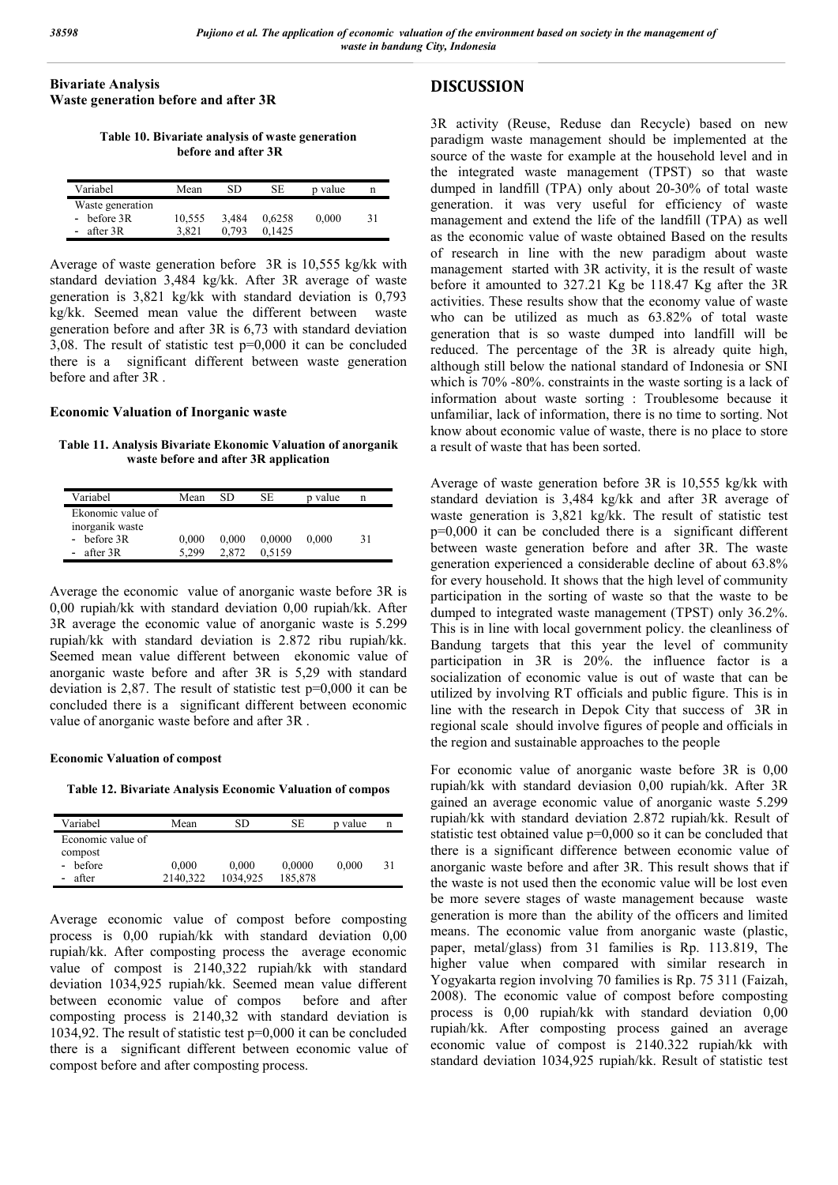## Bivariate Analysis

### Waste generation before and after 3R

**Table 10. Bivariate analysis of waste generation before and after 3R**

| Variabel | Mean | SD | SE | p value | n |
|---|---|---|---|---|---|
| Waste generation | | | | | |
| - before 3R | 10,555 | 3,484 | 0,6258 | 0,000 | 31 |
| - after 3R | 3,821 | 0,793 | 0,1425 | | |

Average of waste generation before 3R is 10,555 kg/kk with standard deviation 3,484 kg/kk. After 3R average of waste generation is 3,821 kg/kk with standard deviation is 0,793 kg/kk. Seemed mean value the different between waste generation before and after 3R is 6,73 with standard deviation 3,08. The result of statistic test p=0,000 it can be concluded there is a significant different between waste generation before and after 3R .

### Economic Valuation of Inorganic waste

**Table 11. Analysis Bivariate Ekonomic Valuation of anorganik waste before and after 3R application**

| Variabel | Mean | SD | SE | p value | n |
|---|---|---|---|---|---|
| Ekonomic value of inorganik waste | | | | | |
| - before 3R | 0,000 | 0,000 | 0,0000 | 0,000 | 31 |
| - after 3R | 5,299 | 2,872 | 0,5159 | | |

Average the economic value of anorganic waste before 3R is 0,00 rupiah/kk with standard deviation 0,00 rupiah/kk. After 3R average the economic value of anorganic waste is 5.299 rupiah/kk with standard deviation is 2.872 ribu rupiah/kk. Seemed mean value different between ekonomic value of anorganic waste before and after 3R is 5,29 with standard deviation is 2,87. The result of statistic test p=0,000 it can be concluded there is a significant different between economic value of anorganic waste before and after 3R .

### Economic Valuation of compost

**Table 12. Bivariate Analysis Economic Valuation of compos**

| Variabel | Mean | SD | SE | p value | n |
|---|---|---|---|---|---|
| Economic value of compost | | | | | |
| - before | 0,000 | 0,000 | 0,0000 | 0,000 | 31 |
| - after | 2140,322 | 1034,925 | 185,878 | | |

Average economic value of compost before composting process is 0,00 rupiah/kk with standard deviation 0,00 rupiah/kk. After composting process the average economic value of compost is 2140,322 rupiah/kk with standard deviation 1034,925 rupiah/kk. Seemed mean value different between economic value of compos before and after composting process is 2140,32 with standard deviation is 1034,92. The result of statistic test p=0,000 it can be concluded there is a significant different between economic value of compost before and after composting process.

## DISCUSSION

3R activity (Reuse, Reduse dan Recycle) based on new paradigm waste management should be implemented at the source of the waste for example at the household level and in the integrated waste management (TPST) so that waste dumped in landfill (TPA) only about 20-30% of total waste generation. it was very useful for efficiency of waste management and extend the life of the landfill (TPA) as well as the economic value of waste obtained Based on the results of research in line with the new paradigm about waste management started with 3R activity, it is the result of waste before it amounted to 327.21 Kg be 118.47 Kg after the 3R activities. These results show that the economy value of waste who can be utilized as much as 63.82% of total waste generation that is so waste dumped into landfill will be reduced. The percentage of the 3R is already quite high, although still below the national standard of Indonesia or SNI which is 70% -80%. constraints in the waste sorting is a lack of information about waste sorting : Troublesome because it unfamiliar, lack of information, there is no time to sorting. Not know about economic value of waste, there is no place to store a result of waste that has been sorted.

Average of waste generation before 3R is 10,555 kg/kk with standard deviation is 3,484 kg/kk and after 3R average of waste generation is 3,821 kg/kk. The result of statistic test p=0,000 it can be concluded there is a significant different between waste generation before and after 3R. The waste generation experienced a considerable decline of about 63.8% for every household. It shows that the high level of community participation in the sorting of waste so that the waste to be dumped to integrated waste management (TPST) only 36.2%. This is in line with local government policy. the cleanliness of Bandung targets that this year the level of community participation in 3R is 20%. the influence factor is a socialization of economic value is out of waste that can be utilized by involving RT officials and public figure. This is in line with the research in Depok City that success of 3R in regional scale should involve figures of people and officials in the region and sustainable approaches to the people

For economic value of anorganic waste before 3R is 0,00 rupiah/kk with standard deviasion 0,00 rupiah/kk. After 3R gained an average economic value of anorganic waste 5.299 rupiah/kk with standard deviation 2.872 rupiah/kk. Result of statistic test obtained value p=0,000 so it can be concluded that there is a significant difference between economic value of anorganic waste before and after 3R. This result shows that if the waste is not used then the economic value will be lost even be more severe stages of waste management because waste generation is more than the ability of the officers and limited means. The economic value from anorganic waste (plastic, paper, metal/glass) from 31 families is Rp. 113.819, The higher value when compared with similar research in Yogyakarta region involving 70 families is Rp. 75 311 (Faizah, 2008). The economic value of compost before composting process is 0,00 rupiah/kk with standard deviation 0,00 rupiah/kk. After composting process gained an average economic value of compost is 2140.322 rupiah/kk with standard deviation 1034,925 rupiah/kk. Result of statistic test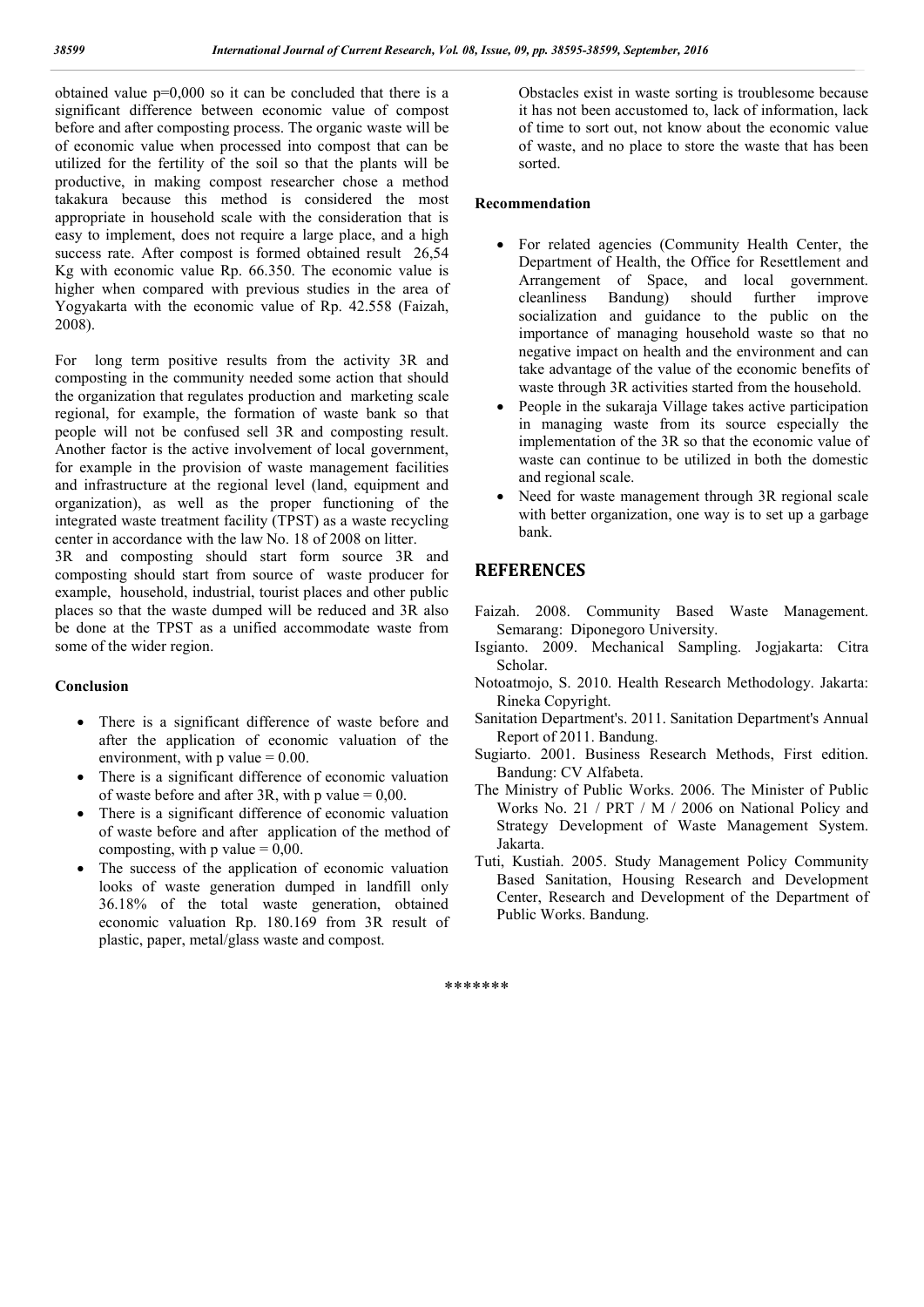obtained value p=0,000 so it can be concluded that there is a significant difference between economic value of compost before and after composting process. The organic waste will be of economic value when processed into compost that can be utilized for the fertility of the soil so that the plants will be productive, in making compost researcher chose a method takakura because this method is considered the most appropriate in household scale with the consideration that is easy to implement, does not require a large place, and a high success rate. After compost is formed obtained result 26,54 Kg with economic value Rp. 66.350. The economic value is higher when compared with previous studies in the area of Yogyakarta with the economic value of Rp. 42.558 (Faizah, 2008).

For long term positive results from the activity 3R and composting in the community needed some action that should the organization that regulates production and marketing scale regional, for example, the formation of waste bank so that people will not be confused sell 3R and composting result. Another factor is the active involvement of local government, for example in the provision of waste management facilities and infrastructure at the regional level (land, equipment and organization), as well as the proper functioning of the integrated waste treatment facility (TPST) as a waste recycling center in accordance with the law No. 18 of 2008 on litter.

3R and composting should start form source 3R and composting should start from source of waste producer for example, household, industrial, tourist places and other public places so that the waste dumped will be reduced and 3R also be done at the TPST as a unified accommodate waste from some of the wider region.

### Conclusion

- There is a significant difference of waste before and after the application of economic valuation of the environment, with p value = 0.00.
- There is a significant difference of economic valuation of waste before and after 3R, with p value = 0,00.
- There is a significant difference of economic valuation of waste before and after application of the method of composting, with p value = 0,00.
- The success of the application of economic valuation looks of waste generation dumped in landfill only 36.18% of the total waste generation, obtained economic valuation Rp. 180.169 from 3R result of plastic, paper, metal/glass waste and compost.

Obstacles exist in waste sorting is troublesome because it has not been accustomed to, lack of information, lack of time to sort out, not know about the economic value of waste, and no place to store the waste that has been sorted.

### Recommendation

- For related agencies (Community Health Center, the Department of Health, the Office for Resettlement and Arrangement of Space, and local government. cleanliness Bandung) should further improve socialization and guidance to the public on the importance of managing household waste so that no negative impact on health and the environment and can take advantage of the value of the economic benefits of waste through 3R activities started from the household.
- People in the sukaraja Village takes active participation in managing waste from its source especially the implementation of the 3R so that the economic value of waste can continue to be utilized in both the domestic and regional scale.
- Need for waste management through 3R regional scale with better organization, one way is to set up a garbage bank.

## REFERENCES

Faizah. 2008. Community Based Waste Management. Semarang: Diponegoro University.

Isgianto. 2009. Mechanical Sampling. Jogjakarta: Citra Scholar.

Notoatmojo, S. 2010. Health Research Methodology. Jakarta: Rineka Copyright.

Sanitation Department's. 2011. Sanitation Department's Annual Report of 2011. Bandung.

Sugiarto. 2001. Business Research Methods, First edition. Bandung: CV Alfabeta.

The Ministry of Public Works. 2006. The Minister of Public Works No. 21 / PRT / M / 2006 on National Policy and Strategy Development of Waste Management System. Jakarta.

Tuti, Kustiah. 2005. Study Management Policy Community Based Sanitation, Housing Research and Development Center, Research and Development of the Department of Public Works. Bandung.

*******